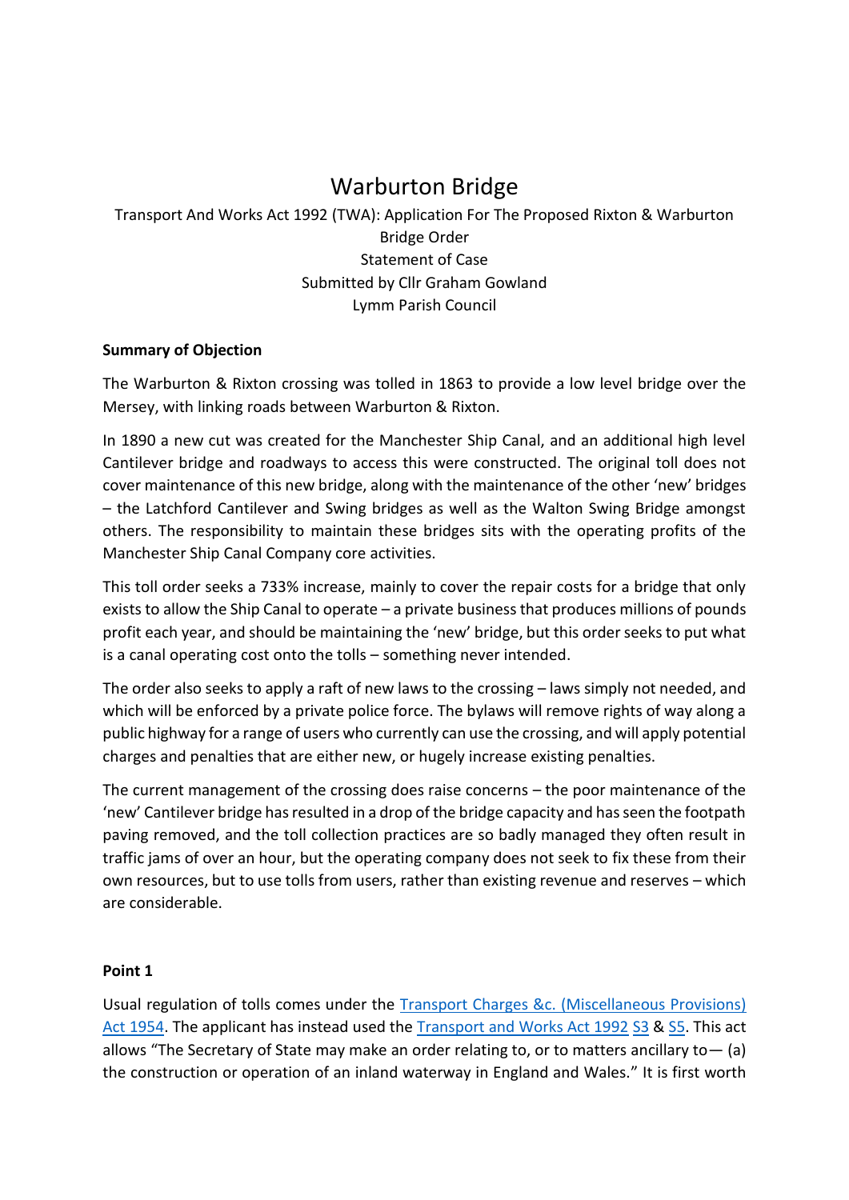# Warburton Bridge

Transport And Works Act 1992 (TWA): Application For The Proposed Rixton & Warburton Bridge Order
Statement of Case
Submitted by Cllr Graham Gowland
Lymm Parish Council

**Summary of Objection**

The Warburton & Rixton crossing was tolled in 1863 to provide a low level bridge over the Mersey, with linking roads between Warburton & Rixton.

In 1890 a new cut was created for the Manchester Ship Canal, and an additional high level Cantilever bridge and roadways to access this were constructed. The original toll does not cover maintenance of this new bridge, along with the maintenance of the other 'new' bridges – the Latchford Cantilever and Swing bridges as well as the Walton Swing Bridge amongst others. The responsibility to maintain these bridges sits with the operating profits of the Manchester Ship Canal Company core activities.

This toll order seeks a 733% increase, mainly to cover the repair costs for a bridge that only exists to allow the Ship Canal to operate – a private business that produces millions of pounds profit each year, and should be maintaining the 'new' bridge, but this order seeks to put what is a canal operating cost onto the tolls – something never intended.

The order also seeks to apply a raft of new laws to the crossing – laws simply not needed, and which will be enforced by a private police force. The bylaws will remove rights of way along a public highway for a range of users who currently can use the crossing, and will apply potential charges and penalties that are either new, or hugely increase existing penalties.

The current management of the crossing does raise concerns – the poor maintenance of the 'new' Cantilever bridge has resulted in a drop of the bridge capacity and has seen the footpath paving removed, and the toll collection practices are so badly managed they often result in traffic jams of over an hour, but the operating company does not seek to fix these from their own resources, but to use tolls from users, rather than existing revenue and reserves – which are considerable.

**Point 1**

Usual regulation of tolls comes under the Transport Charges &c. (Miscellaneous Provisions) Act 1954. The applicant has instead used the Transport and Works Act 1992 S3 & S5. This act allows "The Secretary of State may make an order relating to, or to matters ancillary to— (a) the construction or operation of an inland waterway in England and Wales." It is first worth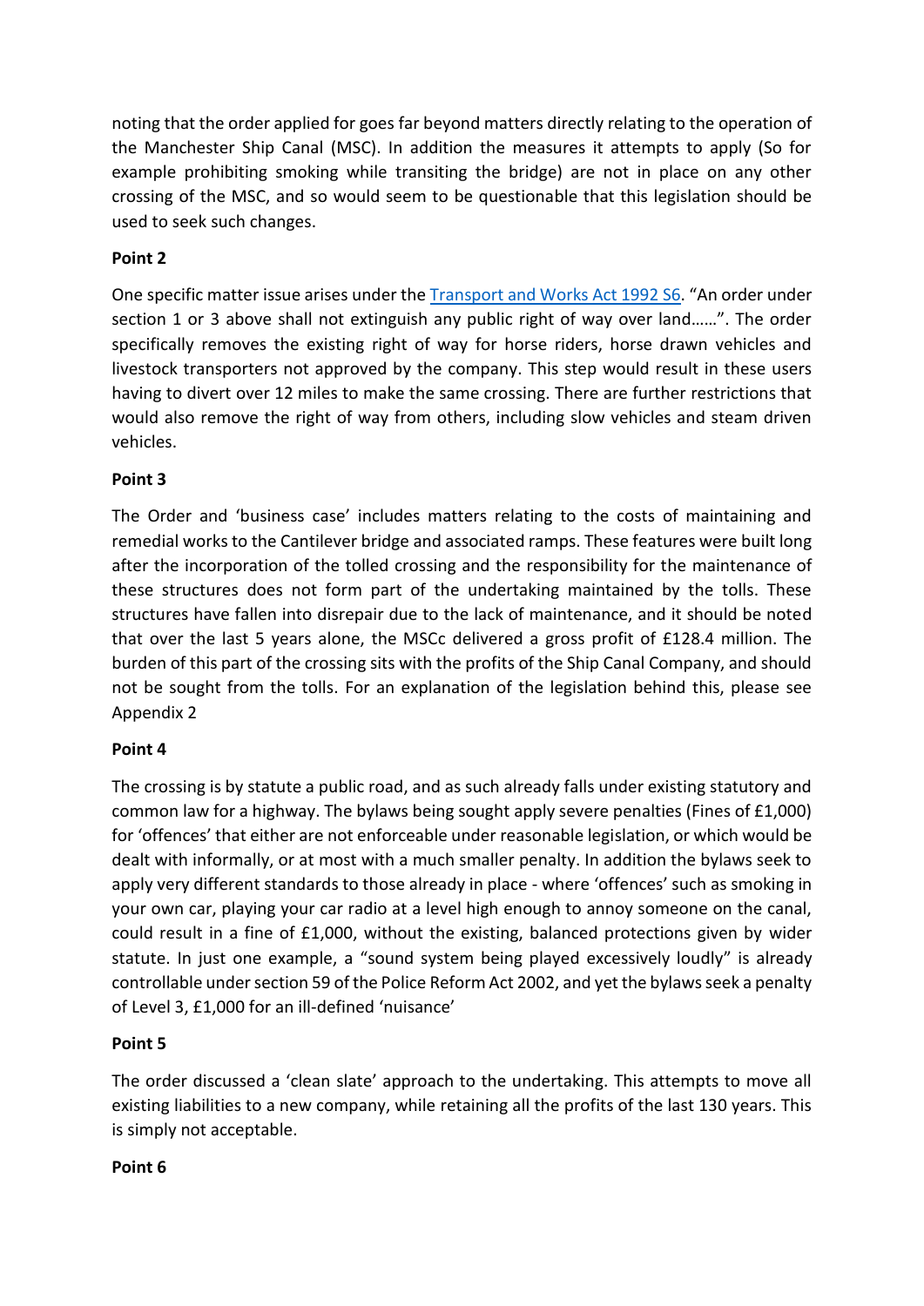noting that the order applied for goes far beyond matters directly relating to the operation of the Manchester Ship Canal (MSC). In addition the measures it attempts to apply (So for example prohibiting smoking while transiting the bridge) are not in place on any other crossing of the MSC, and so would seem to be questionable that this legislation should be used to seek such changes.

**Point 2**

One specific matter issue arises under the [Transport and Works Act 1992 S6](). "An order under section 1 or 3 above shall not extinguish any public right of way over land……". The order specifically removes the existing right of way for horse riders, horse drawn vehicles and livestock transporters not approved by the company. This step would result in these users having to divert over 12 miles to make the same crossing. There are further restrictions that would also remove the right of way from others, including slow vehicles and steam driven vehicles.

**Point 3**

The Order and 'business case' includes matters relating to the costs of maintaining and remedial works to the Cantilever bridge and associated ramps. These features were built long after the incorporation of the tolled crossing and the responsibility for the maintenance of these structures does not form part of the undertaking maintained by the tolls. These structures have fallen into disrepair due to the lack of maintenance, and it should be noted that over the last 5 years alone, the MSCc delivered a gross profit of £128.4 million. The burden of this part of the crossing sits with the profits of the Ship Canal Company, and should not be sought from the tolls. For an explanation of the legislation behind this, please see Appendix 2

**Point 4**

The crossing is by statute a public road, and as such already falls under existing statutory and common law for a highway. The bylaws being sought apply severe penalties (Fines of £1,000) for 'offences' that either are not enforceable under reasonable legislation, or which would be dealt with informally, or at most with a much smaller penalty. In addition the bylaws seek to apply very different standards to those already in place - where 'offences' such as smoking in your own car, playing your car radio at a level high enough to annoy someone on the canal, could result in a fine of £1,000, without the existing, balanced protections given by wider statute. In just one example, a "sound system being played excessively loudly" is already controllable under section 59 of the Police Reform Act 2002, and yet the bylaws seek a penalty of Level 3, £1,000 for an ill-defined 'nuisance'

**Point 5**

The order discussed a 'clean slate' approach to the undertaking. This attempts to move all existing liabilities to a new company, while retaining all the profits of the last 130 years. This is simply not acceptable.

**Point 6**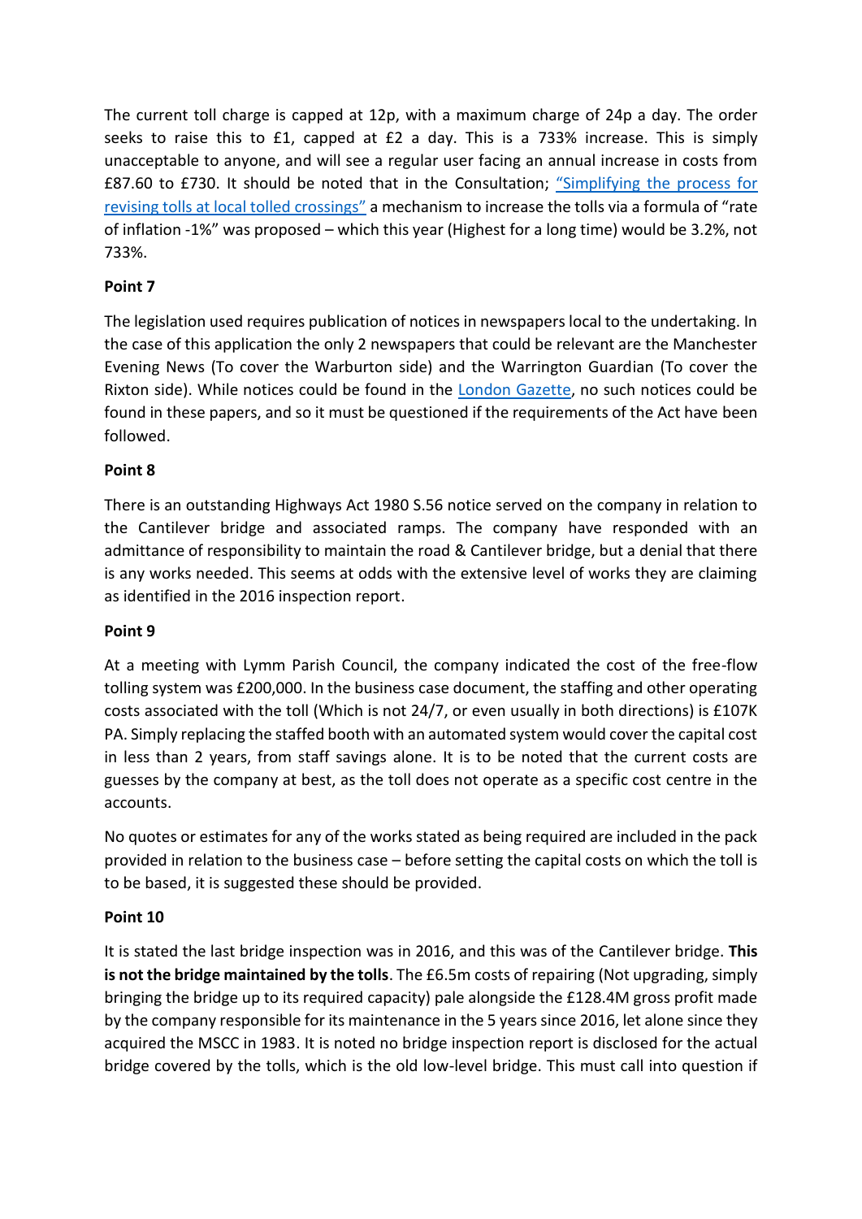The current toll charge is capped at 12p, with a maximum charge of 24p a day. The order seeks to raise this to £1, capped at £2 a day. This is a 733% increase. This is simply unacceptable to anyone, and will see a regular user facing an annual increase in costs from £87.60 to £730. It should be noted that in the Consultation; [“Simplifying the process for revising tolls at local tolled crossings”] a mechanism to increase the tolls via a formula of “rate of inflation -1%” was proposed – which this year (Highest for a long time) would be 3.2%, not 733%.

**Point 7**

The legislation used requires publication of notices in newspapers local to the undertaking. In the case of this application the only 2 newspapers that could be relevant are the Manchester Evening News (To cover the Warburton side) and the Warrington Guardian (To cover the Rixton side). While notices could be found in the [London Gazette], no such notices could be found in these papers, and so it must be questioned if the requirements of the Act have been followed.

**Point 8**

There is an outstanding Highways Act 1980 S.56 notice served on the company in relation to the Cantilever bridge and associated ramps. The company have responded with an admittance of responsibility to maintain the road & Cantilever bridge, but a denial that there is any works needed. This seems at odds with the extensive level of works they are claiming as identified in the 2016 inspection report.

**Point 9**

At a meeting with Lymm Parish Council, the company indicated the cost of the free-flow tolling system was £200,000. In the business case document, the staffing and other operating costs associated with the toll (Which is not 24/7, or even usually in both directions) is £107K PA. Simply replacing the staffed booth with an automated system would cover the capital cost in less than 2 years, from staff savings alone. It is to be noted that the current costs are guesses by the company at best, as the toll does not operate as a specific cost centre in the accounts.

No quotes or estimates for any of the works stated as being required are included in the pack provided in relation to the business case – before setting the capital costs on which the toll is to be based, it is suggested these should be provided.

**Point 10**

It is stated the last bridge inspection was in 2016, and this was of the Cantilever bridge. **This is not the bridge maintained by the tolls**. The £6.5m costs of repairing (Not upgrading, simply bringing the bridge up to its required capacity) pale alongside the £128.4M gross profit made by the company responsible for its maintenance in the 5 years since 2016, let alone since they acquired the MSCC in 1983. It is noted no bridge inspection report is disclosed for the actual bridge covered by the tolls, which is the old low-level bridge. This must call into question if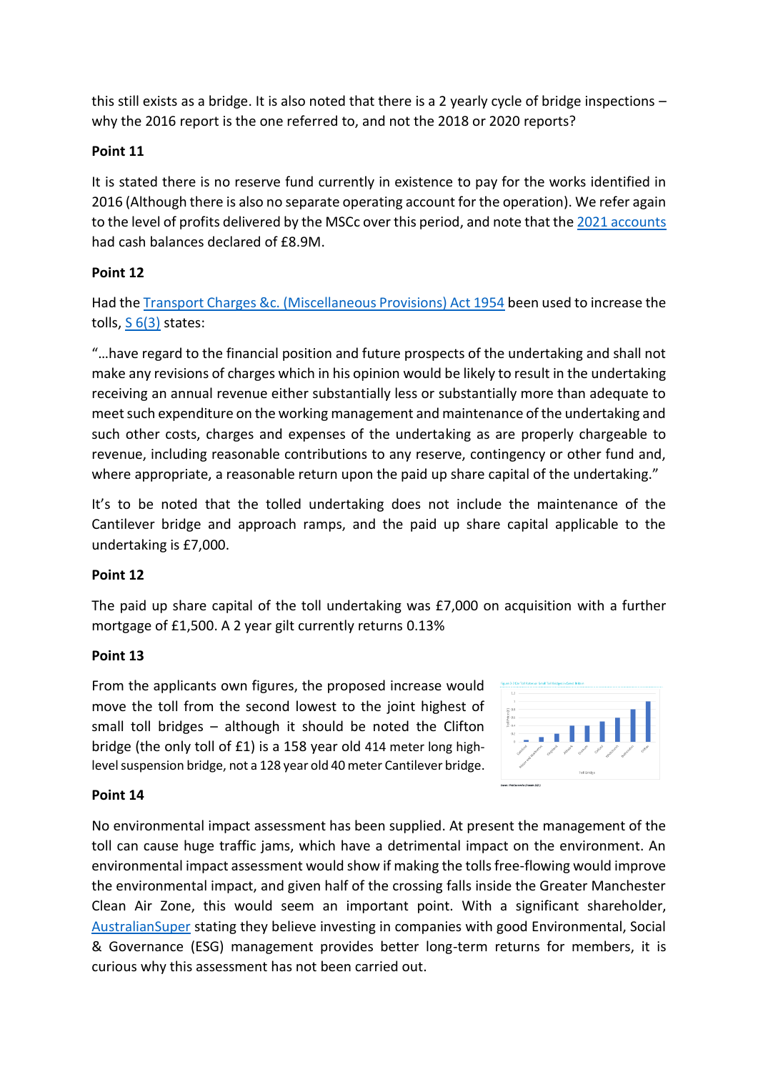this still exists as a bridge. It is also noted that there is a 2 yearly cycle of bridge inspections – why the 2016 report is the one referred to, and not the 2018 or 2020 reports?

**Point 11**

It is stated there is no reserve fund currently in existence to pay for the works identified in 2016 (Although there is also no separate operating account for the operation). We refer again to the level of profits delivered by the MSCc over this period, and note that the 2021 accounts had cash balances declared of £8.9M.

**Point 12**

Had the Transport Charges &c. (Miscellaneous Provisions) Act 1954 been used to increase the tolls, S 6(3) states:

"…have regard to the financial position and future prospects of the undertaking and shall not make any revisions of charges which in his opinion would be likely to result in the undertaking receiving an annual revenue either substantially less or substantially more than adequate to meet such expenditure on the working management and maintenance of the undertaking and such other costs, charges and expenses of the undertaking as are properly chargeable to revenue, including reasonable contributions to any reserve, contingency or other fund and, where appropriate, a reasonable return upon the paid up share capital of the undertaking."

It's to be noted that the tolled undertaking does not include the maintenance of the Cantilever bridge and approach ramps, and the paid up share capital applicable to the undertaking is £7,000.

**Point 12**

The paid up share capital of the toll undertaking was £7,000 on acquisition with a further mortgage of £1,500. A 2 year gilt currently returns 0.13%

**Point 13**

From the applicants own figures, the proposed increase would move the toll from the second lowest to the joint highest of small toll bridges – although it should be noted the Clifton bridge (the only toll of £1) is a 158 year old 414 meter long high-level suspension bridge, not a 128 year old 40 meter Cantilever bridge.

**Point 14**

No environmental impact assessment has been supplied. At present the management of the toll can cause huge traffic jams, which have a detrimental impact on the environment. An environmental impact assessment would show if making the tolls free-flowing would improve the environmental impact, and given half of the crossing falls inside the Greater Manchester Clean Air Zone, this would seem an important point. With a significant shareholder, AustralianSuper stating they believe investing in companies with good Environmental, Social & Governance (ESG) management provides better long-term returns for members, it is curious why this assessment has not been carried out.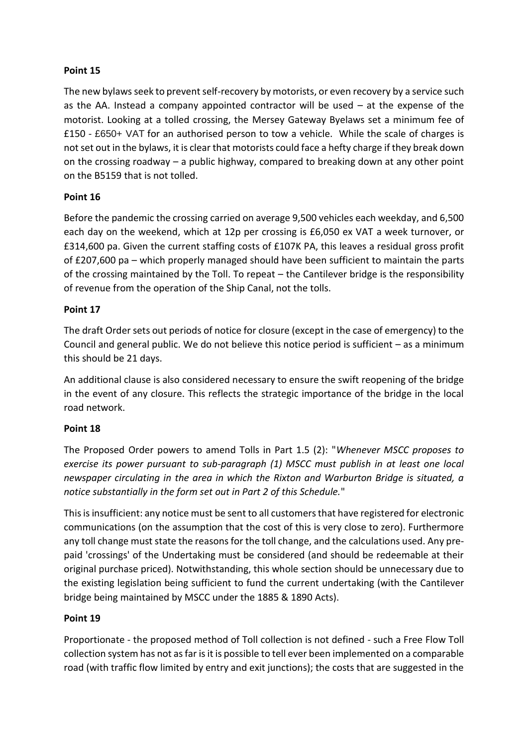**Point 15**

The new bylaws seek to prevent self-recovery by motorists, or even recovery by a service such as the AA. Instead a company appointed contractor will be used – at the expense of the motorist. Looking at a tolled crossing, the Mersey Gateway Byelaws set a minimum fee of £150 - £650+ VAT for an authorised person to tow a vehicle. While the scale of charges is not set out in the bylaws, it is clear that motorists could face a hefty charge if they break down on the crossing roadway – a public highway, compared to breaking down at any other point on the B5159 that is not tolled.

**Point 16**

Before the pandemic the crossing carried on average 9,500 vehicles each weekday, and 6,500 each day on the weekend, which at 12p per crossing is £6,050 ex VAT a week turnover, or £314,600 pa. Given the current staffing costs of £107K PA, this leaves a residual gross profit of £207,600 pa – which properly managed should have been sufficient to maintain the parts of the crossing maintained by the Toll. To repeat – the Cantilever bridge is the responsibility of revenue from the operation of the Ship Canal, not the tolls.

**Point 17**

The draft Order sets out periods of notice for closure (except in the case of emergency) to the Council and general public. We do not believe this notice period is sufficient – as a minimum this should be 21 days.

An additional clause is also considered necessary to ensure the swift reopening of the bridge in the event of any closure. This reflects the strategic importance of the bridge in the local road network.

**Point 18**

The Proposed Order powers to amend Tolls in Part 1.5 (2): "*Whenever MSCC proposes to exercise its power pursuant to sub-paragraph (1) MSCC must publish in at least one local newspaper circulating in the area in which the Rixton and Warburton Bridge is situated, a notice substantially in the form set out in Part 2 of this Schedule.*"

This is insufficient: any notice must be sent to all customers that have registered for electronic communications (on the assumption that the cost of this is very close to zero). Furthermore any toll change must state the reasons for the toll change, and the calculations used. Any pre-paid 'crossings' of the Undertaking must be considered (and should be redeemable at their original purchase priced). Notwithstanding, this whole section should be unnecessary due to the existing legislation being sufficient to fund the current undertaking (with the Cantilever bridge being maintained by MSCC under the 1885 & 1890 Acts).

**Point 19**

Proportionate - the proposed method of Toll collection is not defined - such a Free Flow Toll collection system has not as far is it is possible to tell ever been implemented on a comparable road (with traffic flow limited by entry and exit junctions); the costs that are suggested in the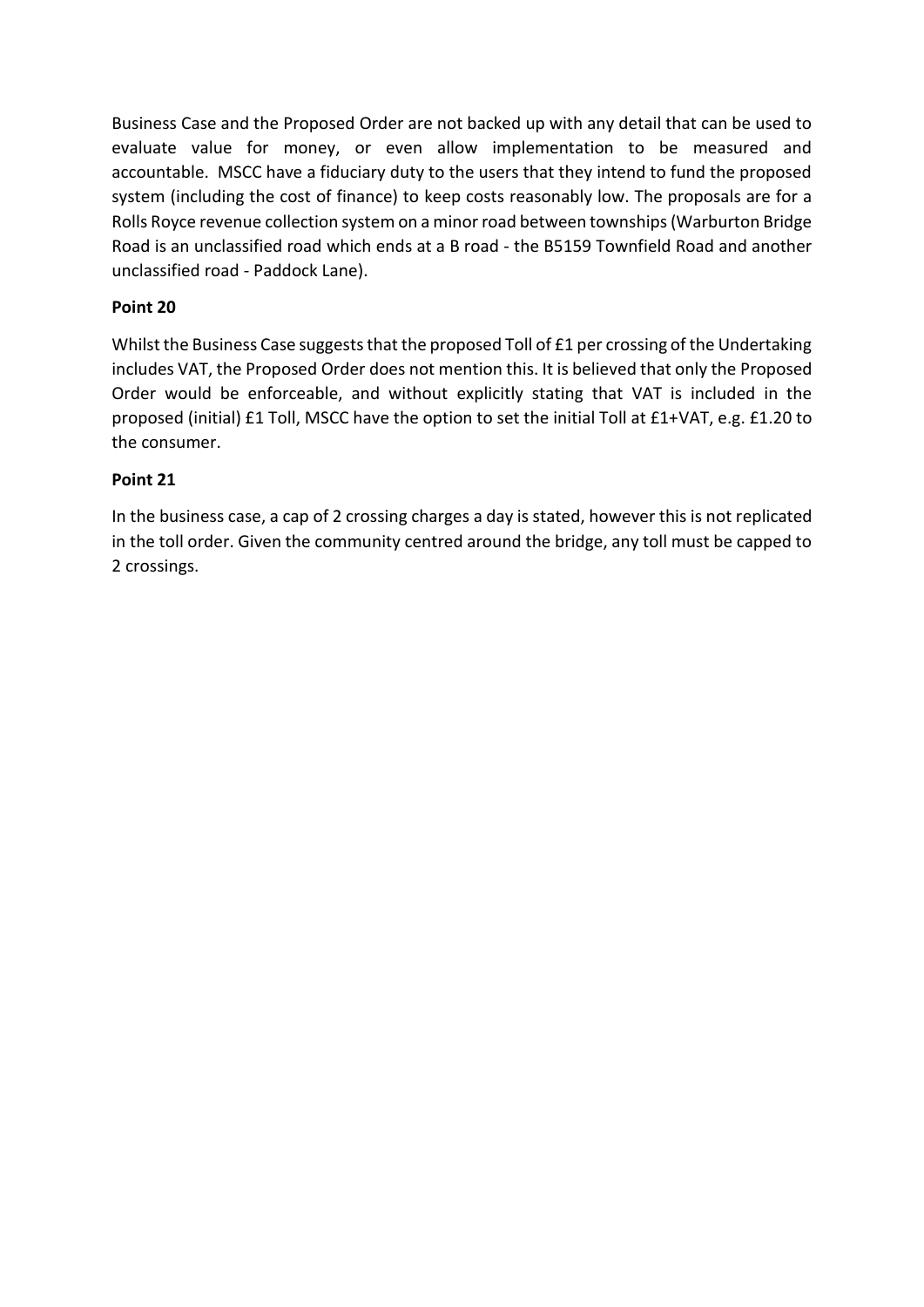Business Case and the Proposed Order are not backed up with any detail that can be used to evaluate value for money, or even allow implementation to be measured and accountable. MSCC have a fiduciary duty to the users that they intend to fund the proposed system (including the cost of finance) to keep costs reasonably low. The proposals are for a Rolls Royce revenue collection system on a minor road between townships (Warburton Bridge Road is an unclassified road which ends at a B road - the B5159 Townfield Road and another unclassified road - Paddock Lane).

**Point 20**

Whilst the Business Case suggests that the proposed Toll of £1 per crossing of the Undertaking includes VAT, the Proposed Order does not mention this. It is believed that only the Proposed Order would be enforceable, and without explicitly stating that VAT is included in the proposed (initial) £1 Toll, MSCC have the option to set the initial Toll at £1+VAT, e.g. £1.20 to the consumer.

**Point 21**

In the business case, a cap of 2 crossing charges a day is stated, however this is not replicated in the toll order. Given the community centred around the bridge, any toll must be capped to 2 crossings.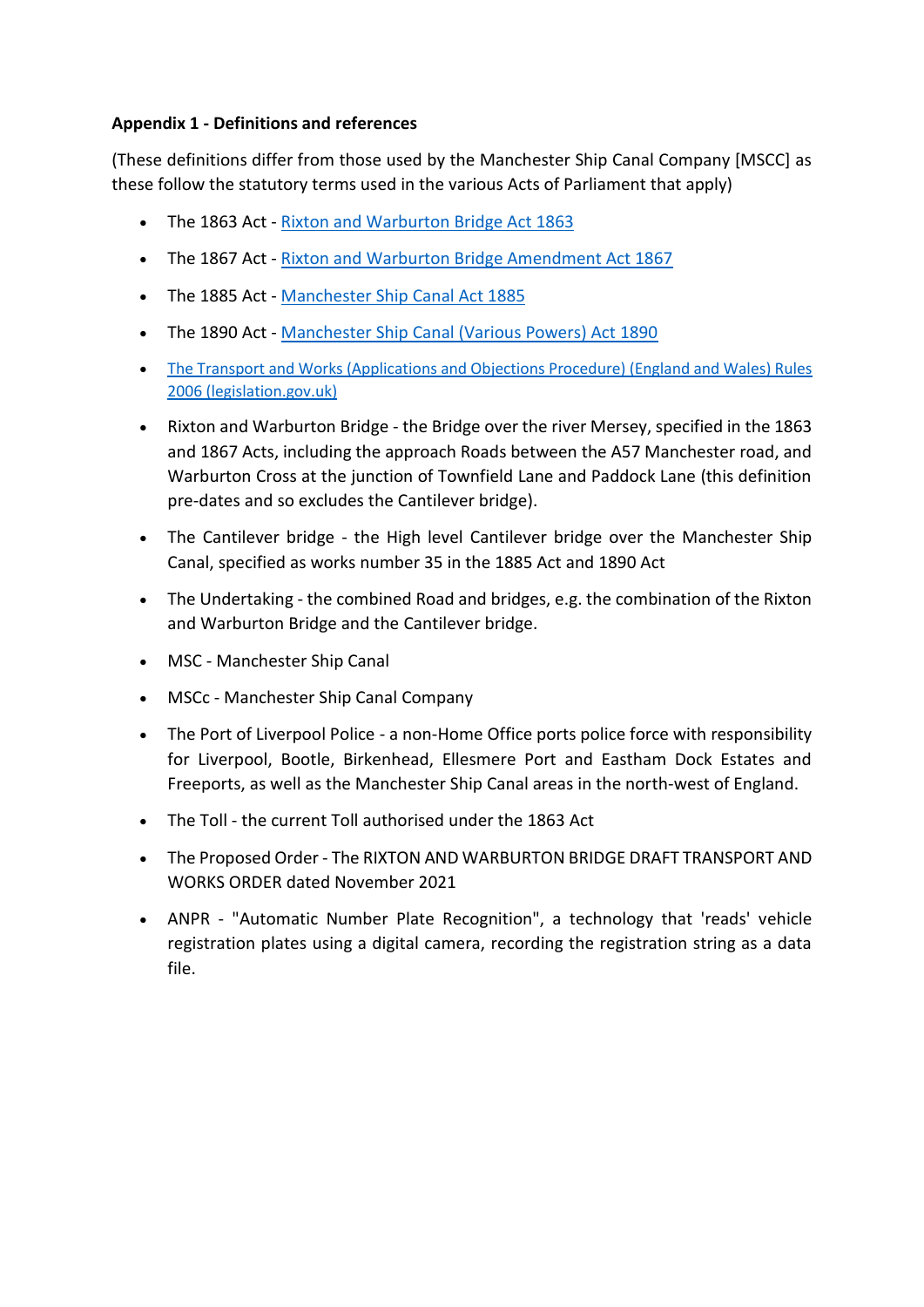**Appendix 1 - Definitions and references**

(These definitions differ from those used by the Manchester Ship Canal Company [MSCC] as these follow the statutory terms used in the various Acts of Parliament that apply)

- The 1863 Act - Rixton and Warburton Bridge Act 1863
- The 1867 Act - Rixton and Warburton Bridge Amendment Act 1867
- The 1885 Act - Manchester Ship Canal Act 1885
- The 1890 Act - Manchester Ship Canal (Various Powers) Act 1890
- The Transport and Works (Applications and Objections Procedure) (England and Wales) Rules 2006 (legislation.gov.uk)
- Rixton and Warburton Bridge - the Bridge over the river Mersey, specified in the 1863 and 1867 Acts, including the approach Roads between the A57 Manchester road, and Warburton Cross at the junction of Townfield Lane and Paddock Lane (this definition pre-dates and so excludes the Cantilever bridge).
- The Cantilever bridge - the High level Cantilever bridge over the Manchester Ship Canal, specified as works number 35 in the 1885 Act and 1890 Act
- The Undertaking - the combined Road and bridges, e.g. the combination of the Rixton and Warburton Bridge and the Cantilever bridge.
- MSC - Manchester Ship Canal
- MSCc - Manchester Ship Canal Company
- The Port of Liverpool Police - a non-Home Office ports police force with responsibility for Liverpool, Bootle, Birkenhead, Ellesmere Port and Eastham Dock Estates and Freeports, as well as the Manchester Ship Canal areas in the north-west of England.
- The Toll - the current Toll authorised under the 1863 Act
- The Proposed Order - The RIXTON AND WARBURTON BRIDGE DRAFT TRANSPORT AND WORKS ORDER dated November 2021
- ANPR - "Automatic Number Plate Recognition", a technology that 'reads' vehicle registration plates using a digital camera, recording the registration string as a data file.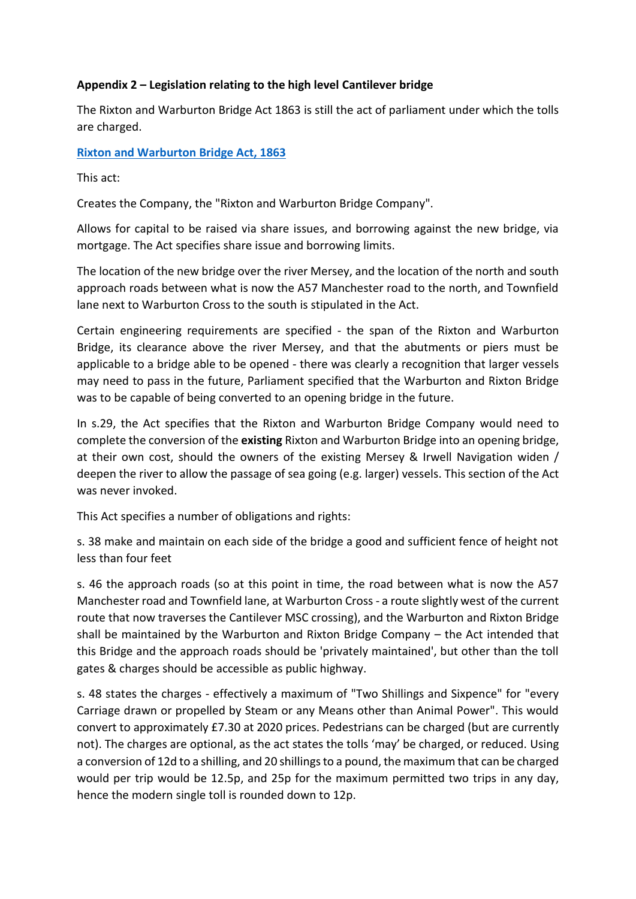**Appendix 2 – Legislation relating to the high level Cantilever bridge**

The Rixton and Warburton Bridge Act 1863 is still the act of parliament under which the tolls are charged.

**Rixton and Warburton Bridge Act, 1863**

This act:

Creates the Company, the "Rixton and Warburton Bridge Company".

Allows for capital to be raised via share issues, and borrowing against the new bridge, via mortgage. The Act specifies share issue and borrowing limits.

The location of the new bridge over the river Mersey, and the location of the north and south approach roads between what is now the A57 Manchester road to the north, and Townfield lane next to Warburton Cross to the south is stipulated in the Act.

Certain engineering requirements are specified - the span of the Rixton and Warburton Bridge, its clearance above the river Mersey, and that the abutments or piers must be applicable to a bridge able to be opened - there was clearly a recognition that larger vessels may need to pass in the future, Parliament specified that the Warburton and Rixton Bridge was to be capable of being converted to an opening bridge in the future.

In s.29, the Act specifies that the Rixton and Warburton Bridge Company would need to complete the conversion of the **existing** Rixton and Warburton Bridge into an opening bridge, at their own cost, should the owners of the existing Mersey & Irwell Navigation widen / deepen the river to allow the passage of sea going (e.g. larger) vessels. This section of the Act was never invoked.

This Act specifies a number of obligations and rights:

s. 38 make and maintain on each side of the bridge a good and sufficient fence of height not less than four feet

s. 46 the approach roads (so at this point in time, the road between what is now the A57 Manchester road and Townfield lane, at Warburton Cross - a route slightly west of the current route that now traverses the Cantilever MSC crossing), and the Warburton and Rixton Bridge shall be maintained by the Warburton and Rixton Bridge Company – the Act intended that this Bridge and the approach roads should be 'privately maintained', but other than the toll gates & charges should be accessible as public highway.

s. 48 states the charges - effectively a maximum of "Two Shillings and Sixpence" for "every Carriage drawn or propelled by Steam or any Means other than Animal Power". This would convert to approximately £7.30 at 2020 prices. Pedestrians can be charged (but are currently not). The charges are optional, as the act states the tolls 'may' be charged, or reduced. Using a conversion of 12d to a shilling, and 20 shillings to a pound, the maximum that can be charged would per trip would be 12.5p, and 25p for the maximum permitted two trips in any day, hence the modern single toll is rounded down to 12p.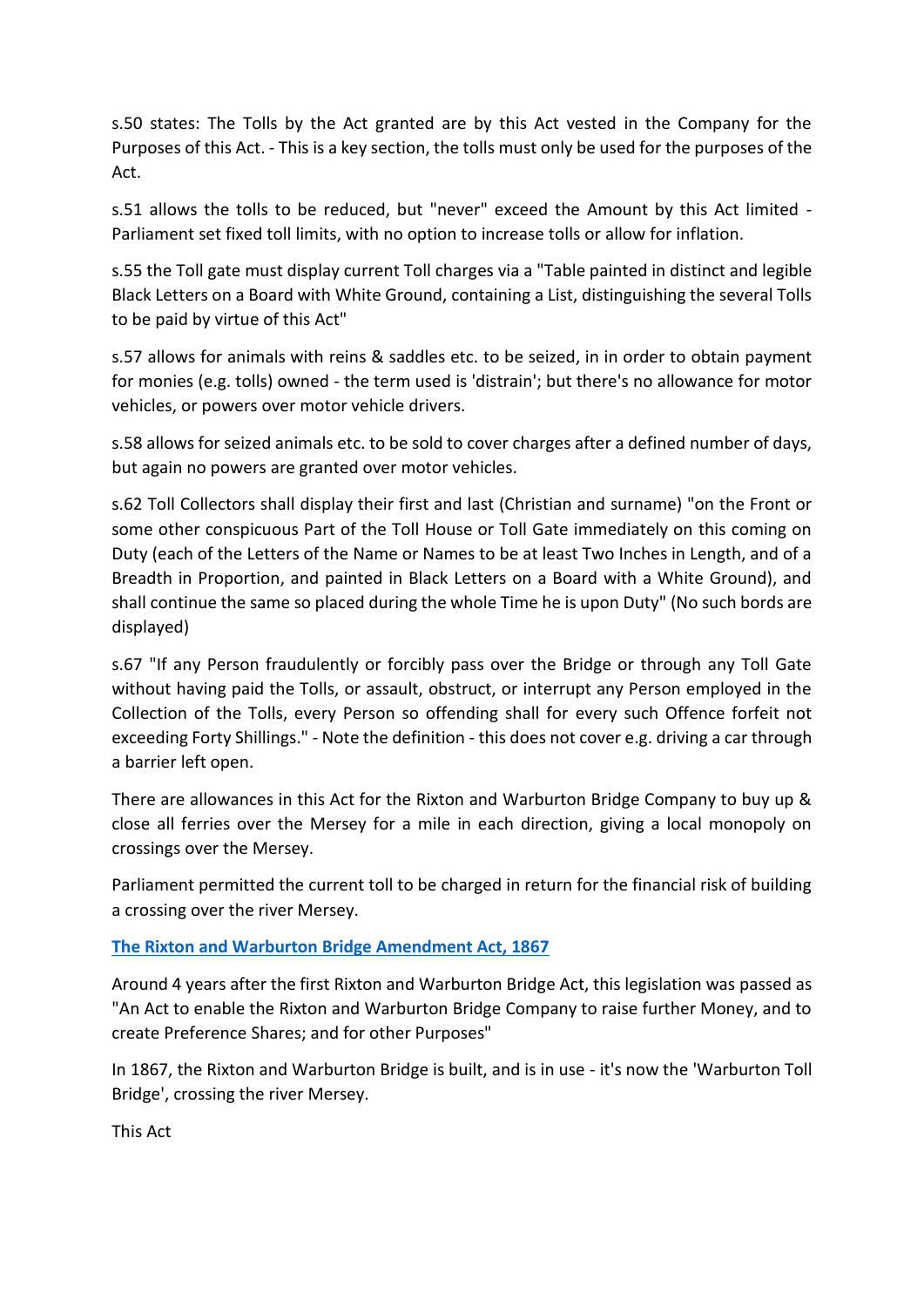s.50 states: The Tolls by the Act granted are by this Act vested in the Company for the Purposes of this Act. - This is a key section, the tolls must only be used for the purposes of the Act.

s.51 allows the tolls to be reduced, but "never" exceed the Amount by this Act limited - Parliament set fixed toll limits, with no option to increase tolls or allow for inflation.

s.55 the Toll gate must display current Toll charges via a "Table painted in distinct and legible Black Letters on a Board with White Ground, containing a List, distinguishing the several Tolls to be paid by virtue of this Act"

s.57 allows for animals with reins & saddles etc. to be seized, in in order to obtain payment for monies (e.g. tolls) owned - the term used is 'distrain'; but there's no allowance for motor vehicles, or powers over motor vehicle drivers.

s.58 allows for seized animals etc. to be sold to cover charges after a defined number of days, but again no powers are granted over motor vehicles.

s.62 Toll Collectors shall display their first and last (Christian and surname) "on the Front or some other conspicuous Part of the Toll House or Toll Gate immediately on this coming on Duty (each of the Letters of the Name or Names to be at least Two Inches in Length, and of a Breadth in Proportion, and painted in Black Letters on a Board with a White Ground), and shall continue the same so placed during the whole Time he is upon Duty" (No such bords are displayed)

s.67 "If any Person fraudulently or forcibly pass over the Bridge or through any Toll Gate without having paid the Tolls, or assault, obstruct, or interrupt any Person employed in the Collection of the Tolls, every Person so offending shall for every such Offence forfeit not exceeding Forty Shillings." - Note the definition - this does not cover e.g. driving a car through a barrier left open.

There are allowances in this Act for the Rixton and Warburton Bridge Company to buy up & close all ferries over the Mersey for a mile in each direction, giving a local monopoly on crossings over the Mersey.

Parliament permitted the current toll to be charged in return for the financial risk of building a crossing over the river Mersey.

**The Rixton and Warburton Bridge Amendment Act, 1867**

Around 4 years after the first Rixton and Warburton Bridge Act, this legislation was passed as "An Act to enable the Rixton and Warburton Bridge Company to raise further Money, and to create Preference Shares; and for other Purposes"

In 1867, the Rixton and Warburton Bridge is built, and is in use - it's now the 'Warburton Toll Bridge', crossing the river Mersey.

This Act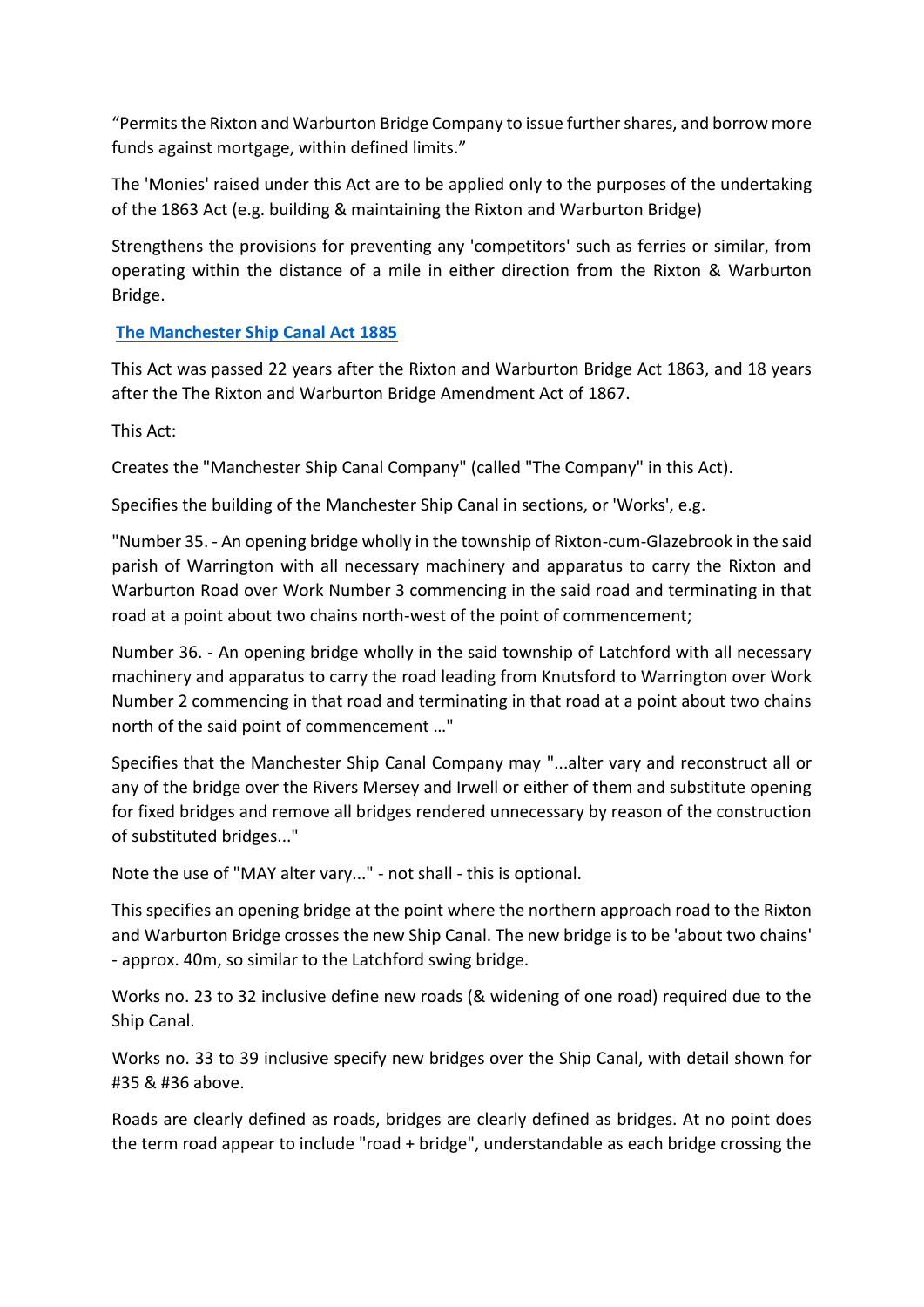"Permits the Rixton and Warburton Bridge Company to issue further shares, and borrow more funds against mortgage, within defined limits."

The 'Monies' raised under this Act are to be applied only to the purposes of the undertaking of the 1863 Act (e.g. building & maintaining the Rixton and Warburton Bridge)

Strengthens the provisions for preventing any 'competitors' such as ferries or similar, from operating within the distance of a mile in either direction from the Rixton & Warburton Bridge.

**The Manchester Ship Canal Act 1885**

This Act was passed 22 years after the Rixton and Warburton Bridge Act 1863, and 18 years after the The Rixton and Warburton Bridge Amendment Act of 1867.

This Act:

Creates the "Manchester Ship Canal Company" (called "The Company" in this Act).

Specifies the building of the Manchester Ship Canal in sections, or 'Works', e.g.

"Number 35. - An opening bridge wholly in the township of Rixton-cum-Glazebrook in the said parish of Warrington with all necessary machinery and apparatus to carry the Rixton and Warburton Road over Work Number 3 commencing in the said road and terminating in that road at a point about two chains north-west of the point of commencement;

Number 36. - An opening bridge wholly in the said township of Latchford with all necessary machinery and apparatus to carry the road leading from Knutsford to Warrington over Work Number 2 commencing in that road and terminating in that road at a point about two chains north of the said point of commencement …"

Specifies that the Manchester Ship Canal Company may "...alter vary and reconstruct all or any of the bridge over the Rivers Mersey and Irwell or either of them and substitute opening for fixed bridges and remove all bridges rendered unnecessary by reason of the construction of substituted bridges..."

Note the use of "MAY alter vary..." - not shall - this is optional.

This specifies an opening bridge at the point where the northern approach road to the Rixton and Warburton Bridge crosses the new Ship Canal. The new bridge is to be 'about two chains' - approx. 40m, so similar to the Latchford swing bridge.

Works no. 23 to 32 inclusive define new roads (& widening of one road) required due to the Ship Canal.

Works no. 33 to 39 inclusive specify new bridges over the Ship Canal, with detail shown for #35 & #36 above.

Roads are clearly defined as roads, bridges are clearly defined as bridges. At no point does the term road appear to include "road + bridge", understandable as each bridge crossing the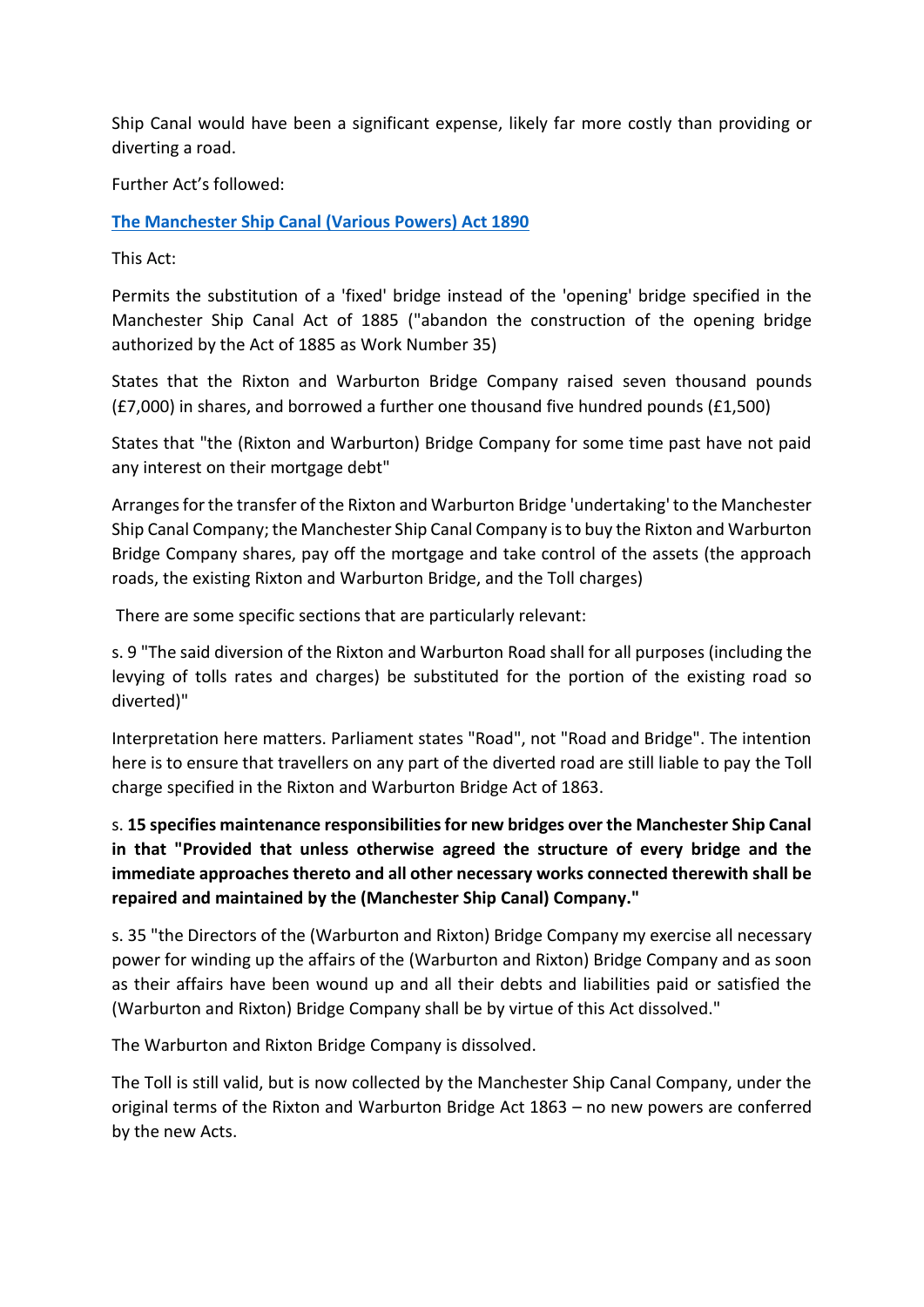Ship Canal would have been a significant expense, likely far more costly than providing or diverting a road.

Further Act's followed:

**[The Manchester Ship Canal (Various Powers) Act 1890]**

This Act:

Permits the substitution of a 'fixed' bridge instead of the 'opening' bridge specified in the Manchester Ship Canal Act of 1885 ("abandon the construction of the opening bridge authorized by the Act of 1885 as Work Number 35)

States that the Rixton and Warburton Bridge Company raised seven thousand pounds (£7,000) in shares, and borrowed a further one thousand five hundred pounds (£1,500)

States that "the (Rixton and Warburton) Bridge Company for some time past have not paid any interest on their mortgage debt"

Arranges for the transfer of the Rixton and Warburton Bridge 'undertaking' to the Manchester Ship Canal Company; the Manchester Ship Canal Company is to buy the Rixton and Warburton Bridge Company shares, pay off the mortgage and take control of the assets (the approach roads, the existing Rixton and Warburton Bridge, and the Toll charges)

There are some specific sections that are particularly relevant:

s. 9 "The said diversion of the Rixton and Warburton Road shall for all purposes (including the levying of tolls rates and charges) be substituted for the portion of the existing road so diverted)"

Interpretation here matters. Parliament states "Road", not "Road and Bridge". The intention here is to ensure that travellers on any part of the diverted road are still liable to pay the Toll charge specified in the Rixton and Warburton Bridge Act of 1863.

s. **15 specifies maintenance responsibilities for new bridges over the Manchester Ship Canal in that "Provided that unless otherwise agreed the structure of every bridge and the immediate approaches thereto and all other necessary works connected therewith shall be repaired and maintained by the (Manchester Ship Canal) Company."**

s. 35 "the Directors of the (Warburton and Rixton) Bridge Company my exercise all necessary power for winding up the affairs of the (Warburton and Rixton) Bridge Company and as soon as their affairs have been wound up and all their debts and liabilities paid or satisfied the (Warburton and Rixton) Bridge Company shall be by virtue of this Act dissolved."

The Warburton and Rixton Bridge Company is dissolved.

The Toll is still valid, but is now collected by the Manchester Ship Canal Company, under the original terms of the Rixton and Warburton Bridge Act 1863 – no new powers are conferred by the new Acts.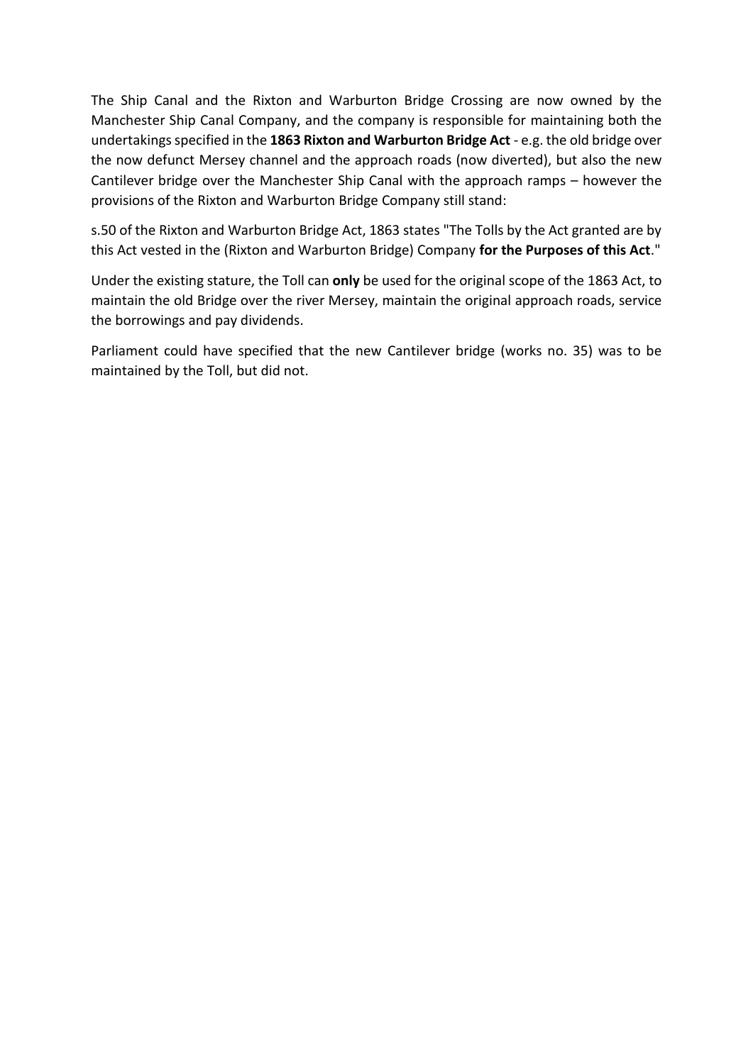The Ship Canal and the Rixton and Warburton Bridge Crossing are now owned by the Manchester Ship Canal Company, and the company is responsible for maintaining both the undertakings specified in the **1863 Rixton and Warburton Bridge Act** - e.g. the old bridge over the now defunct Mersey channel and the approach roads (now diverted), but also the new Cantilever bridge over the Manchester Ship Canal with the approach ramps – however the provisions of the Rixton and Warburton Bridge Company still stand:

s.50 of the Rixton and Warburton Bridge Act, 1863 states "The Tolls by the Act granted are by this Act vested in the (Rixton and Warburton Bridge) Company **for the Purposes of this Act**."

Under the existing stature, the Toll can **only** be used for the original scope of the 1863 Act, to maintain the old Bridge over the river Mersey, maintain the original approach roads, service the borrowings and pay dividends.

Parliament could have specified that the new Cantilever bridge (works no. 35) was to be maintained by the Toll, but did not.